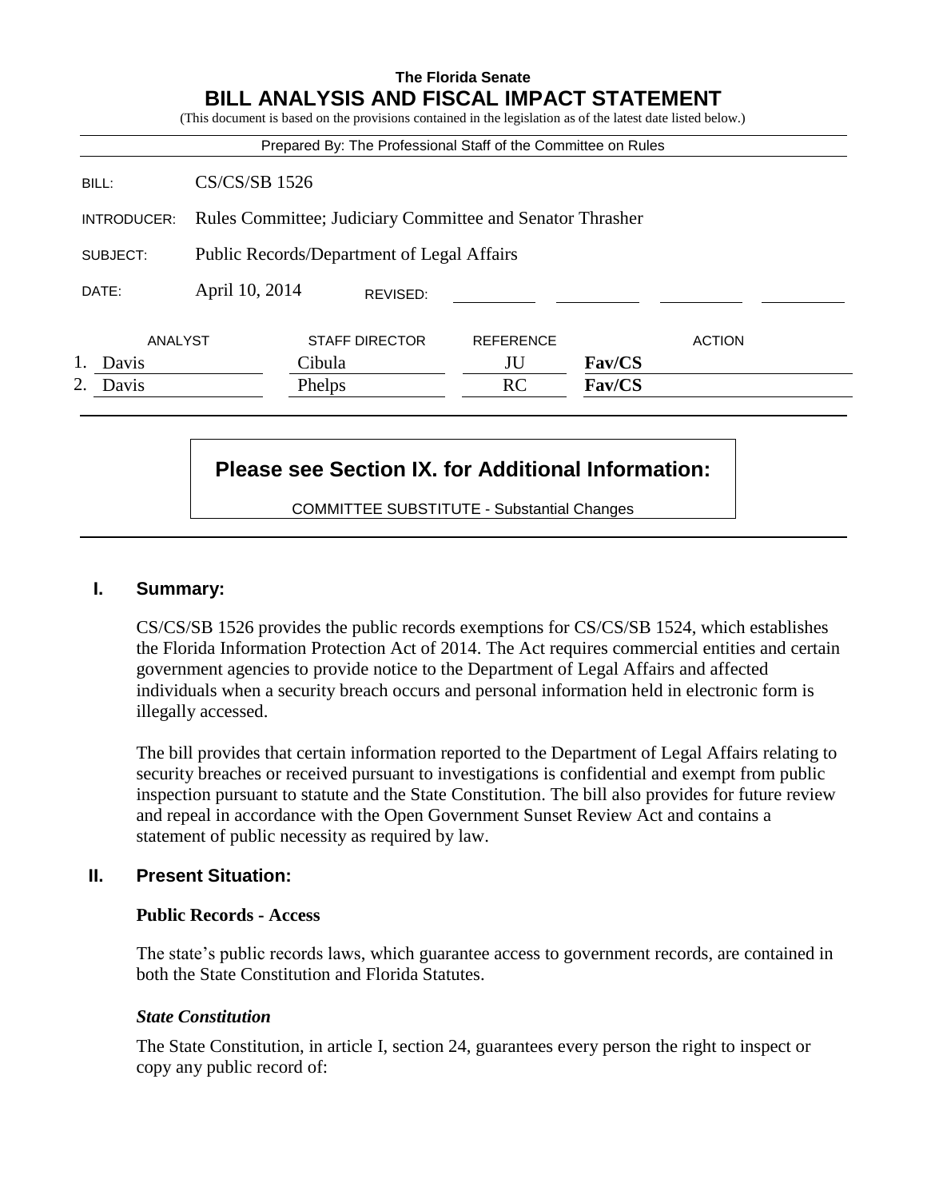**The Florida Senate**

# BILL ANALYSIS AND FISCAL IMPACT STATEMENT

(This document is based on the provisions contained in the legislation as of the latest date listed below.)

Prepared By: The Professional Staff of the Committee on Rules

| | |
|---|---|
| BILL: | CS/CS/SB 1526 |
| INTRODUCER: | Rules Committee; Judiciary Committee and Senator Thrasher |
| SUBJECT: | Public Records/Department of Legal Affairs |
| DATE: | April 10, 2014 REVISED: |

| | ANALYST | STAFF DIRECTOR | REFERENCE | ACTION |
|---|---|---|---|---|
| 1. | Davis | Cibula | JU | **Fav/CS** |
| 2. | Davis | Phelps | RC | **Fav/CS** |

**Please see Section IX. for Additional Information:**

COMMITTEE SUBSTITUTE - Substantial Changes

## I. Summary:

CS/CS/SB 1526 provides the public records exemptions for CS/CS/SB 1524, which establishes the Florida Information Protection Act of 2014. The Act requires commercial entities and certain government agencies to provide notice to the Department of Legal Affairs and affected individuals when a security breach occurs and personal information held in electronic form is illegally accessed.

The bill provides that certain information reported to the Department of Legal Affairs relating to security breaches or received pursuant to investigations is confidential and exempt from public inspection pursuant to statute and the State Constitution. The bill also provides for future review and repeal in accordance with the Open Government Sunset Review Act and contains a statement of public necessity as required by law.

## II. Present Situation:

### Public Records - Access

The state's public records laws, which guarantee access to government records, are contained in both the State Constitution and Florida Statutes.

#### *State Constitution*

The State Constitution, in article I, section 24, guarantees every person the right to inspect or copy any public record of: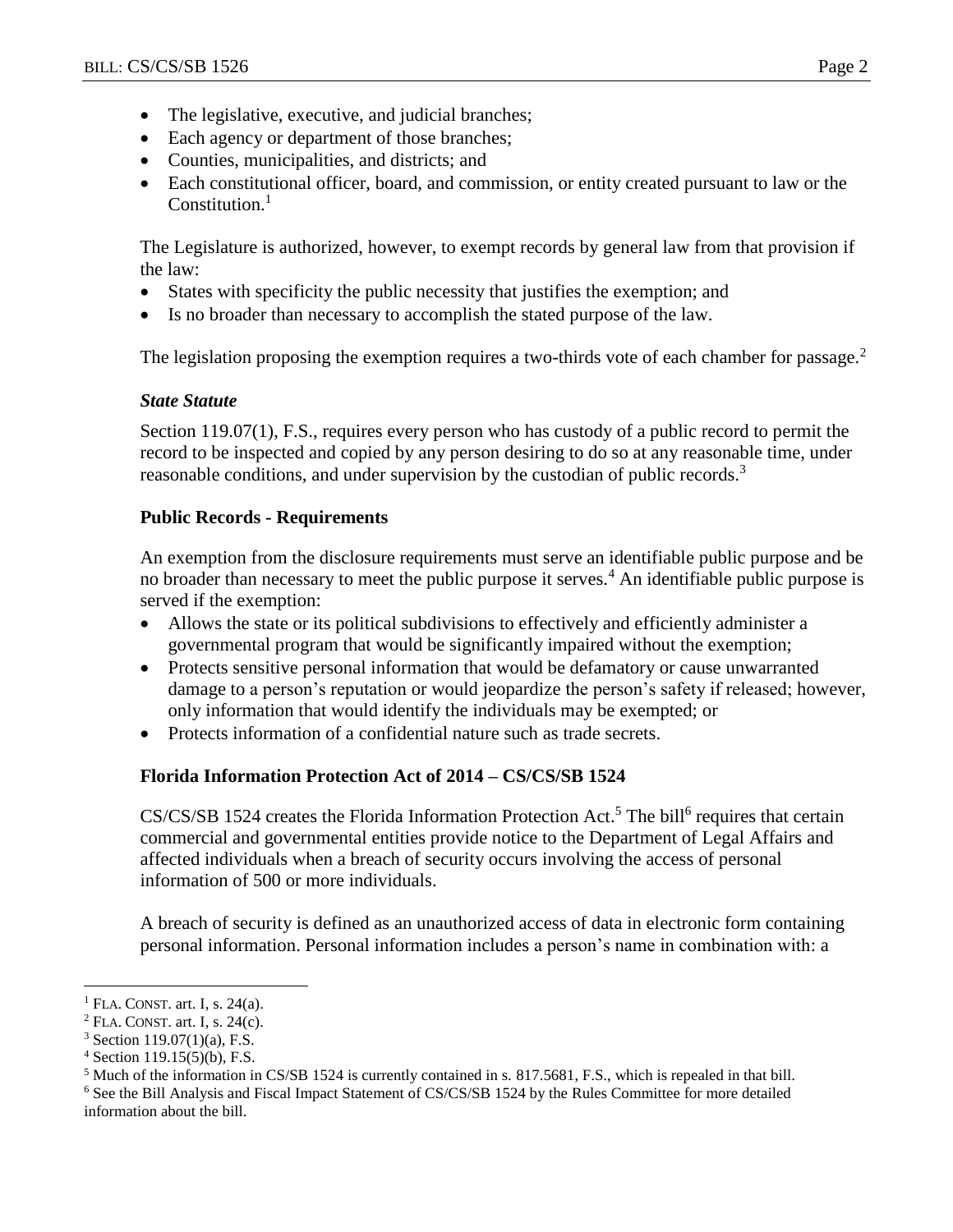- The legislative, executive, and judicial branches;
- Each agency or department of those branches;
- Counties, municipalities, and districts; and
- Each constitutional officer, board, and commission, or entity created pursuant to law or the Constitution.[1]

The Legislature is authorized, however, to exempt records by general law from that provision if the law:

- States with specificity the public necessity that justifies the exemption; and
- Is no broader than necessary to accomplish the stated purpose of the law.

The legislation proposing the exemption requires a two-thirds vote of each chamber for passage.[2]

### *State Statute*

Section 119.07(1), F.S., requires every person who has custody of a public record to permit the record to be inspected and copied by any person desiring to do so at any reasonable time, under reasonable conditions, and under supervision by the custodian of public records.[3]

### **Public Records - Requirements**

An exemption from the disclosure requirements must serve an identifiable public purpose and be no broader than necessary to meet the public purpose it serves.[4] An identifiable public purpose is served if the exemption:

- Allows the state or its political subdivisions to effectively and efficiently administer a governmental program that would be significantly impaired without the exemption;
- Protects sensitive personal information that would be defamatory or cause unwarranted damage to a person's reputation or would jeopardize the person's safety if released; however, only information that would identify the individuals may be exempted; or
- Protects information of a confidential nature such as trade secrets.

### **Florida Information Protection Act of 2014 – CS/CS/SB 1524**

CS/CS/SB 1524 creates the Florida Information Protection Act.[5] The bill[6] requires that certain commercial and governmental entities provide notice to the Department of Legal Affairs and affected individuals when a breach of security occurs involving the access of personal information of 500 or more individuals.

A breach of security is defined as an unauthorized access of data in electronic form containing personal information. Personal information includes a person's name in combination with: a

---

[1] FLA. CONST. art. I, s. 24(a).

[2] FLA. CONST. art. I, s. 24(c).

[3] Section 119.07(1)(a), F.S.

[4] Section 119.15(5)(b), F.S.

[5] Much of the information in CS/SB 1524 is currently contained in s. 817.5681, F.S., which is repealed in that bill.

[6] See the Bill Analysis and Fiscal Impact Statement of CS/CS/SB 1524 by the Rules Committee for more detailed information about the bill.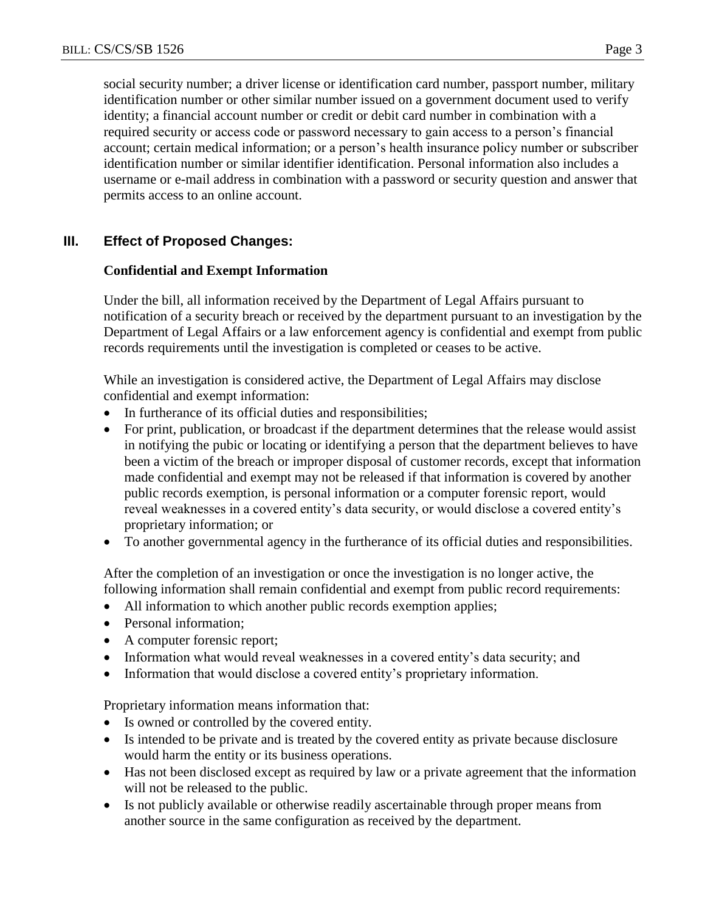social security number; a driver license or identification card number, passport number, military identification number or other similar number issued on a government document used to verify identity; a financial account number or credit or debit card number in combination with a required security or access code or password necessary to gain access to a person's financial account; certain medical information; or a person's health insurance policy number or subscriber identification number or similar identifier identification. Personal information also includes a username or e-mail address in combination with a password or security question and answer that permits access to an online account.

## III. Effect of Proposed Changes:

### Confidential and Exempt Information

Under the bill, all information received by the Department of Legal Affairs pursuant to notification of a security breach or received by the department pursuant to an investigation by the Department of Legal Affairs or a law enforcement agency is confidential and exempt from public records requirements until the investigation is completed or ceases to be active.

While an investigation is considered active, the Department of Legal Affairs may disclose confidential and exempt information:

- In furtherance of its official duties and responsibilities;
- For print, publication, or broadcast if the department determines that the release would assist in notifying the pubic or locating or identifying a person that the department believes to have been a victim of the breach or improper disposal of customer records, except that information made confidential and exempt may not be released if that information is covered by another public records exemption, is personal information or a computer forensic report, would reveal weaknesses in a covered entity's data security, or would disclose a covered entity's proprietary information; or
- To another governmental agency in the furtherance of its official duties and responsibilities.

After the completion of an investigation or once the investigation is no longer active, the following information shall remain confidential and exempt from public record requirements:

- All information to which another public records exemption applies;
- Personal information;
- A computer forensic report;
- Information what would reveal weaknesses in a covered entity's data security; and
- Information that would disclose a covered entity's proprietary information.

Proprietary information means information that:

- Is owned or controlled by the covered entity.
- Is intended to be private and is treated by the covered entity as private because disclosure would harm the entity or its business operations.
- Has not been disclosed except as required by law or a private agreement that the information will not be released to the public.
- Is not publicly available or otherwise readily ascertainable through proper means from another source in the same configuration as received by the department.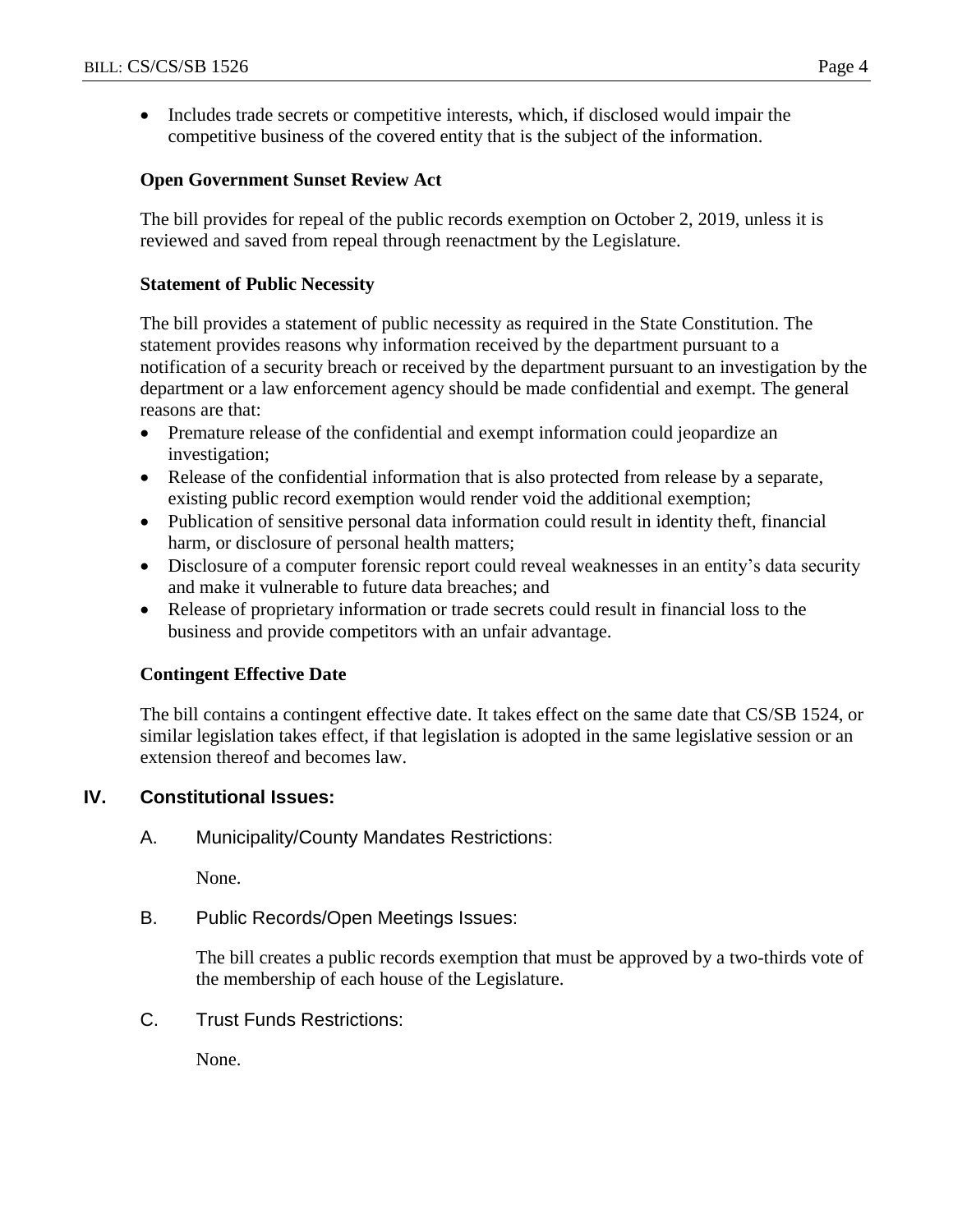- Includes trade secrets or competitive interests, which, if disclosed would impair the competitive business of the covered entity that is the subject of the information.

**Open Government Sunset Review Act**

The bill provides for repeal of the public records exemption on October 2, 2019, unless it is reviewed and saved from repeal through reenactment by the Legislature.

**Statement of Public Necessity**

The bill provides a statement of public necessity as required in the State Constitution. The statement provides reasons why information received by the department pursuant to a notification of a security breach or received by the department pursuant to an investigation by the department or a law enforcement agency should be made confidential and exempt. The general reasons are that:

- Premature release of the confidential and exempt information could jeopardize an investigation;
- Release of the confidential information that is also protected from release by a separate, existing public record exemption would render void the additional exemption;
- Publication of sensitive personal data information could result in identity theft, financial harm, or disclosure of personal health matters;
- Disclosure of a computer forensic report could reveal weaknesses in an entity's data security and make it vulnerable to future data breaches; and
- Release of proprietary information or trade secrets could result in financial loss to the business and provide competitors with an unfair advantage.

**Contingent Effective Date**

The bill contains a contingent effective date. It takes effect on the same date that CS/SB 1524, or similar legislation takes effect, if that legislation is adopted in the same legislative session or an extension thereof and becomes law.

## IV. Constitutional Issues:

A. Municipality/County Mandates Restrictions:

None.

B. Public Records/Open Meetings Issues:

The bill creates a public records exemption that must be approved by a two-thirds vote of the membership of each house of the Legislature.

C. Trust Funds Restrictions:

None.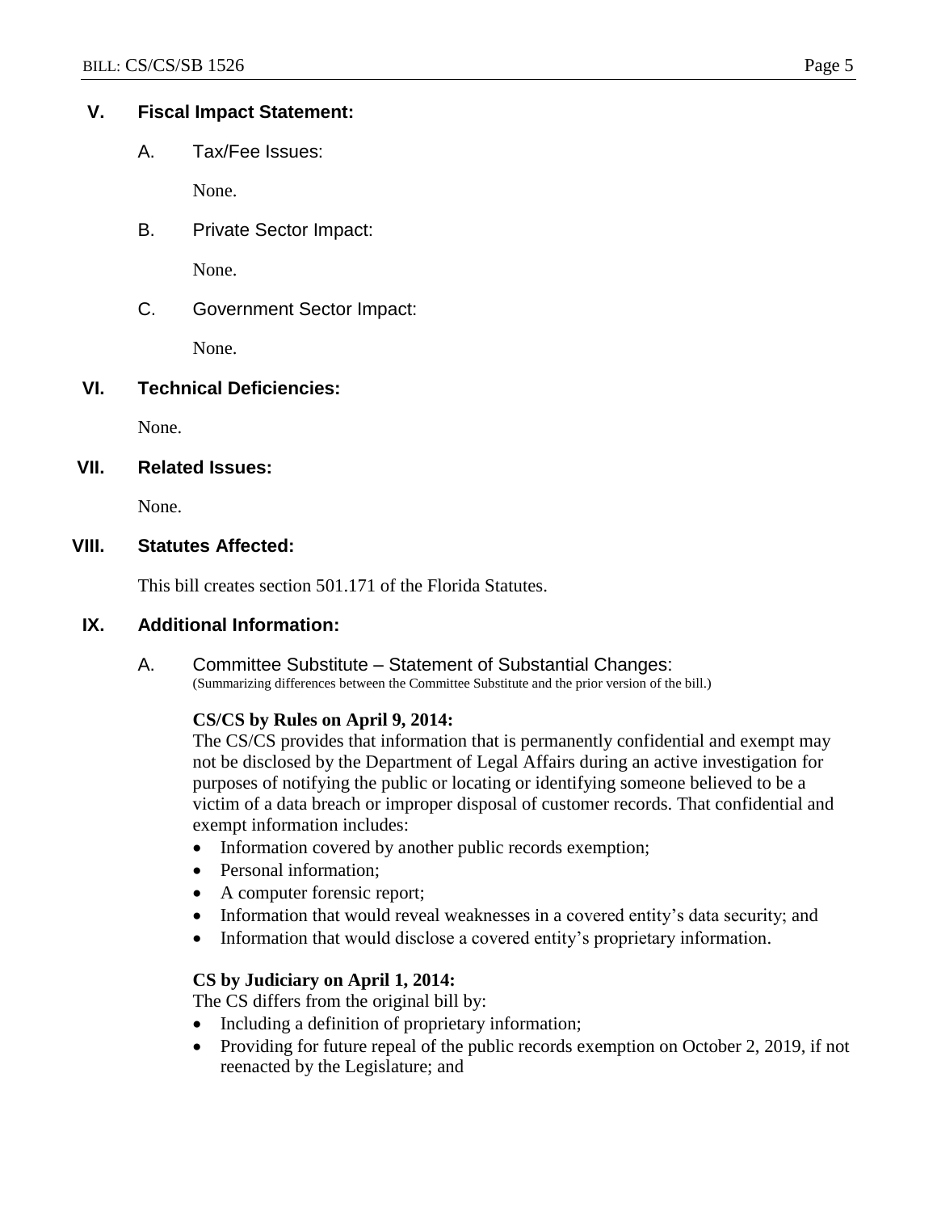## V. Fiscal Impact Statement:

### A. Tax/Fee Issues:

None.

### B. Private Sector Impact:

None.

### C. Government Sector Impact:

None.

## VI. Technical Deficiencies:

None.

## VII. Related Issues:

None.

## VIII. Statutes Affected:

This bill creates section 501.171 of the Florida Statutes.

## IX. Additional Information:

### A. Committee Substitute – Statement of Substantial Changes:

(Summarizing differences between the Committee Substitute and the prior version of the bill.)

**CS/CS by Rules on April 9, 2014:**

The CS/CS provides that information that is permanently confidential and exempt may not be disclosed by the Department of Legal Affairs during an active investigation for purposes of notifying the public or locating or identifying someone believed to be a victim of a data breach or improper disposal of customer records. That confidential and exempt information includes:

- Information covered by another public records exemption;
- Personal information;
- A computer forensic report;
- Information that would reveal weaknesses in a covered entity's data security; and
- Information that would disclose a covered entity's proprietary information.

**CS by Judiciary on April 1, 2014:**

The CS differs from the original bill by:

- Including a definition of proprietary information;
- Providing for future repeal of the public records exemption on October 2, 2019, if not reenacted by the Legislature; and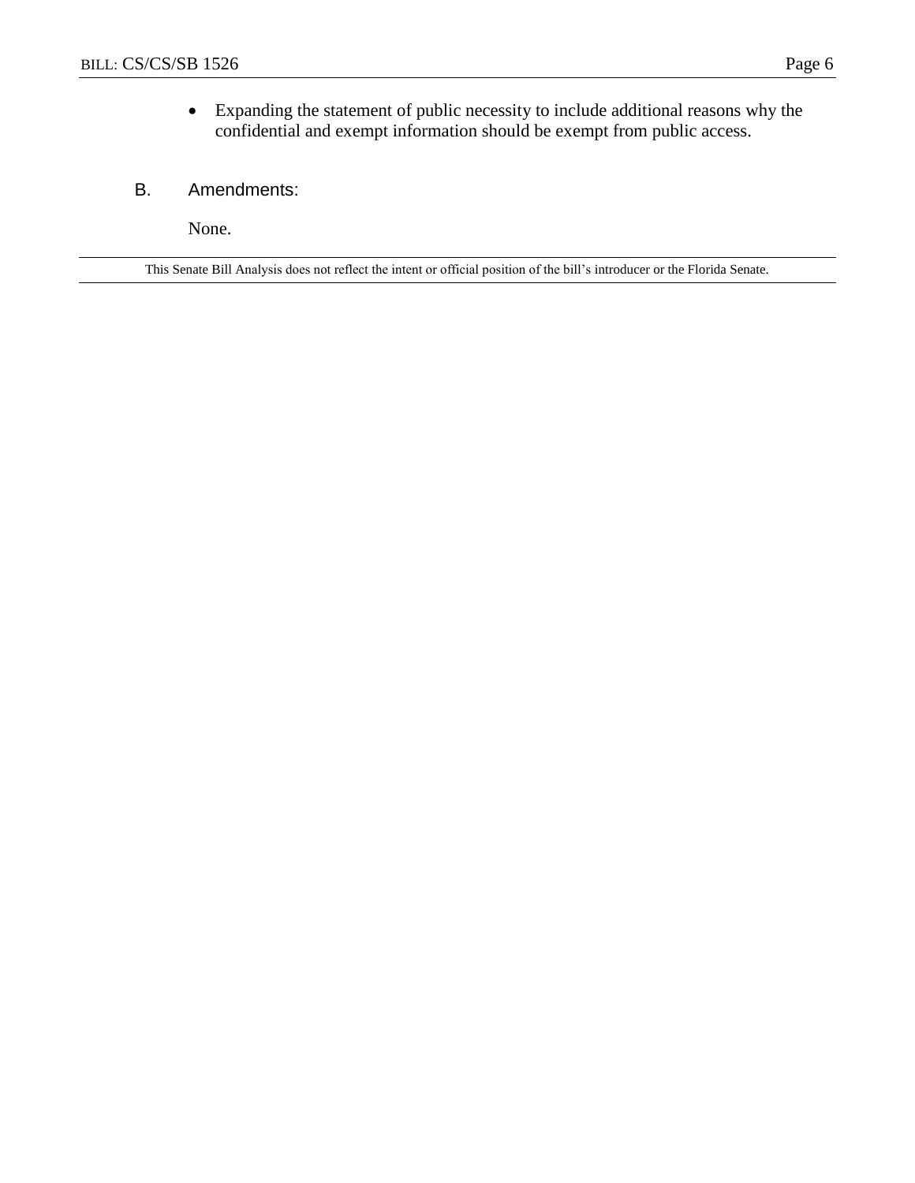- Expanding the statement of public necessity to include additional reasons why the confidential and exempt information should be exempt from public access.

### B. Amendments:

None.

This Senate Bill Analysis does not reflect the intent or official position of the bill's introducer or the Florida Senate.